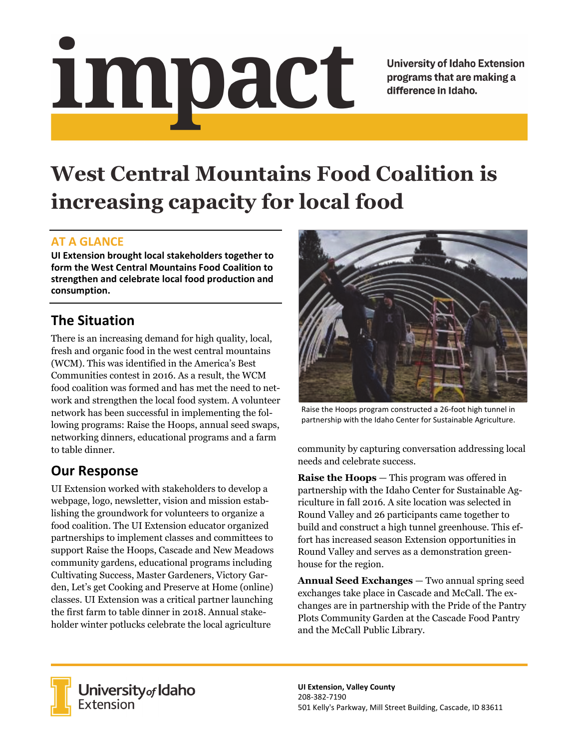# impact

University of Idaho Extension programs that are making a difference in Idaho.

# West Central Mountains Food Coalition is increasing capacity for local food

## AT A GLANCE

**UI Extension brought local stakeholders together to form the West Central Mountains Food Coalition to strengthen and celebrate local food production and consumption.**

## The Situation

There is an increasing demand for high quality, local, fresh and organic food in the west central mountains (WCM). This was identified in the America's Best Communities contest in 2016. As a result, the WCM food coalition was formed and has met the need to network and strengthen the local food system. A volunteer network has been successful in implementing the following programs: Raise the Hoops, annual seed swaps, networking dinners, educational programs and a farm to table dinner.

## Our Response

UI Extension worked with stakeholders to develop a webpage, logo, newsletter, vision and mission establishing the groundwork for volunteers to organize a food coalition. The UI Extension educator organized partnerships to implement classes and committees to support Raise the Hoops, Cascade and New Meadows community gardens, educational programs including Cultivating Success, Master Gardeners, Victory Garden, Let's get Cooking and Preserve at Home (online) classes. UI Extension was a critical partner launching the first farm to table dinner in 2018. Annual stakeholder winter potlucks celebrate the local agriculture community by capturing conversation addressing local needs and celebrate success.

Raise the Hoops program constructed a 26-foot high tunnel in partnership with the Idaho Center for Sustainable Agriculture.

**Raise the Hoops** — This program was offered in partnership with the Idaho Center for Sustainable Agriculture in fall 2016. A site location was selected in Round Valley and 26 participants came together to build and construct a high tunnel greenhouse. This effort has increased season Extension opportunities in Round Valley and serves as a demonstration greenhouse for the region.

**Annual Seed Exchanges** — Two annual spring seed exchanges take place in Cascade and McCall. The exchanges are in partnership with the Pride of the Pantry Plots Community Garden at the Cascade Food Pantry and the McCall Public Library.

University of Idaho Extension

**UI Extension, Valley County**
208-382-7190
501 Kelly's Parkway, Mill Street Building, Cascade, ID 83611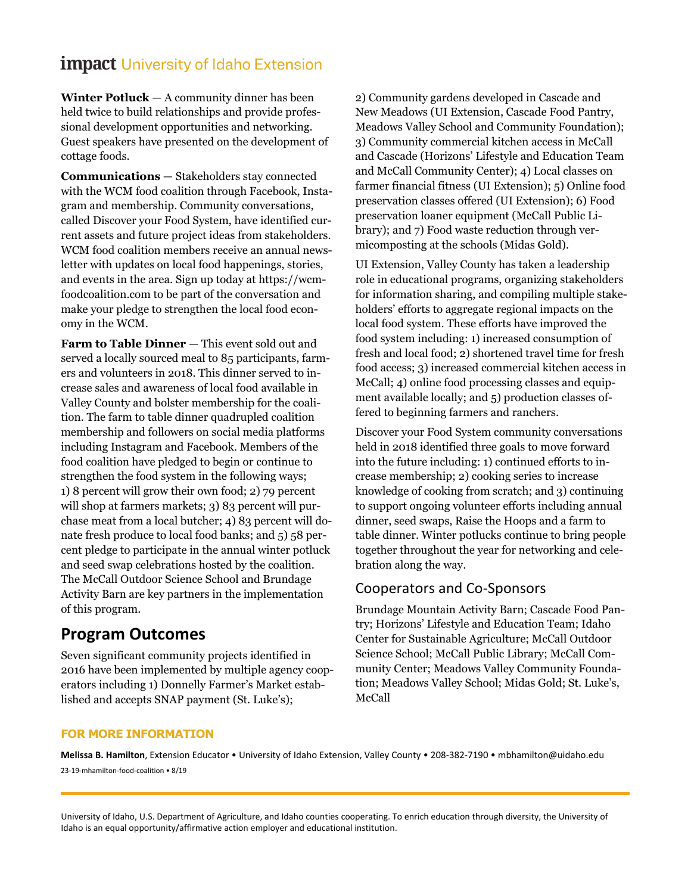**Winter Potluck** — A community dinner has been held twice to build relationships and provide professional development opportunities and networking. Guest speakers have presented on the development of cottage foods.

**Communications** — Stakeholders stay connected with the WCM food coalition through Facebook, Instagram and membership. Community conversations, called Discover your Food System, have identified current assets and future project ideas from stakeholders. WCM food coalition members receive an annual newsletter with updates on local food happenings, stories, and events in the area. Sign up today at https://wcmfoodcoalition.com to be part of the conversation and make your pledge to strengthen the local food economy in the WCM.

**Farm to Table Dinner** — This event sold out and served a locally sourced meal to 85 participants, farmers and volunteers in 2018. This dinner served to increase sales and awareness of local food available in Valley County and bolster membership for the coalition. The farm to table dinner quadrupled coalition membership and followers on social media platforms including Instagram and Facebook. Members of the food coalition have pledged to begin or continue to strengthen the food system in the following ways; 1) 8 percent will grow their own food; 2) 79 percent will shop at farmers markets; 3) 83 percent will purchase meat from a local butcher; 4) 83 percent will donate fresh produce to local food banks; and 5) 58 percent pledge to participate in the annual winter potluck and seed swap celebrations hosted by the coalition. The McCall Outdoor Science School and Brundage Activity Barn are key partners in the implementation of this program.

## Program Outcomes

Seven significant community projects identified in 2016 have been implemented by multiple agency cooperators including 1) Donnelly Farmer's Market established and accepts SNAP payment (St. Luke's); 2) Community gardens developed in Cascade and New Meadows (UI Extension, Cascade Food Pantry, Meadows Valley School and Community Foundation); 3) Community commercial kitchen access in McCall and Cascade (Horizons' Lifestyle and Education Team and McCall Community Center); 4) Local classes on farmer financial fitness (UI Extension); 5) Online food preservation classes offered (UI Extension); 6) Food preservation loaner equipment (McCall Public Library); and 7) Food waste reduction through vermicomposting at the schools (Midas Gold).

UI Extension, Valley County has taken a leadership role in educational programs, organizing stakeholders for information sharing, and compiling multiple stakeholders' efforts to aggregate regional impacts on the local food system. These efforts have improved the food system including: 1) increased consumption of fresh and local food; 2) shortened travel time for fresh food access; 3) increased commercial kitchen access in McCall; 4) online food processing classes and equipment available locally; and 5) production classes offered to beginning farmers and ranchers.

Discover your Food System community conversations held in 2018 identified three goals to move forward into the future including: 1) continued efforts to increase membership; 2) cooking series to increase knowledge of cooking from scratch; and 3) continuing to support ongoing volunteer efforts including annual dinner, seed swaps, Raise the Hoops and a farm to table dinner. Winter potlucks continue to bring people together throughout the year for networking and celebration along the way.

### Cooperators and Co-Sponsors

Brundage Mountain Activity Barn; Cascade Food Pantry; Horizons' Lifestyle and Education Team; Idaho Center for Sustainable Agriculture; McCall Outdoor Science School; McCall Public Library; McCall Community Center; Meadows Valley Community Foundation; Meadows Valley School; Midas Gold; St. Luke's, McCall

**FOR MORE INFORMATION**

**Melissa B. Hamilton**, Extension Educator • University of Idaho Extension, Valley County • 208-382-7190 • mbhamilton@uidaho.edu

23-19-mhamilton-food-coalition • 8/19

University of Idaho, U.S. Department of Agriculture, and Idaho counties cooperating. To enrich education through diversity, the University of Idaho is an equal opportunity/affirmative action employer and educational institution.